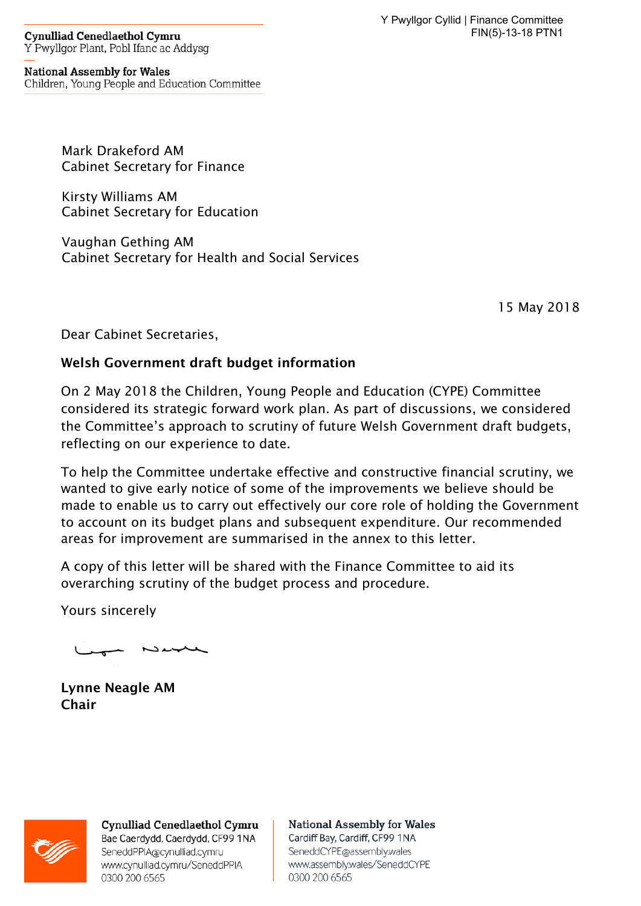Y Pwyllgor Cyllid | Finance Committee
FIN(5)-13-18 PTN1

**Cynulliad Cenedlaethol Cymru**
Y Pwyllgor Plant, Pobl Ifanc ac Addysg

**National Assembly for Wales**
Children, Young People and Education Committee

Mark Drakeford AM
Cabinet Secretary for Finance

Kirsty Williams AM
Cabinet Secretary for Education

Vaughan Gething AM
Cabinet Secretary for Health and Social Services

15 May 2018

Dear Cabinet Secretaries,

**Welsh Government draft budget information**

On 2 May 2018 the Children, Young People and Education (CYPE) Committee considered its strategic forward work plan. As part of discussions, we considered the Committee's approach to scrutiny of future Welsh Government draft budgets, reflecting on our experience to date.

To help the Committee undertake effective and constructive financial scrutiny, we wanted to give early notice of some of the improvements we believe should be made to enable us to carry out effectively our core role of holding the Government to account on its budget plans and subsequent expenditure. Our recommended areas for improvement are summarised in the annex to this letter.

A copy of this letter will be shared with the Finance Committee to aid its overarching scrutiny of the budget process and procedure.

Yours sincerely

**Lynne Neagle AM**
**Chair**

**Cynulliad Cenedlaethol Cymru**
Bae Caerdydd, Caerdydd, CF99 1NA
SeneddPPIA@cynulliad.cymru
www.cynulliad.cymru/SeneddPPIA
0300 200 6565

**National Assembly for Wales**
Cardiff Bay, Cardiff, CF99 1NA
SeneddCYPE@assembly.wales
www.assembly.wales/SeneddCYPE
0300 200 6565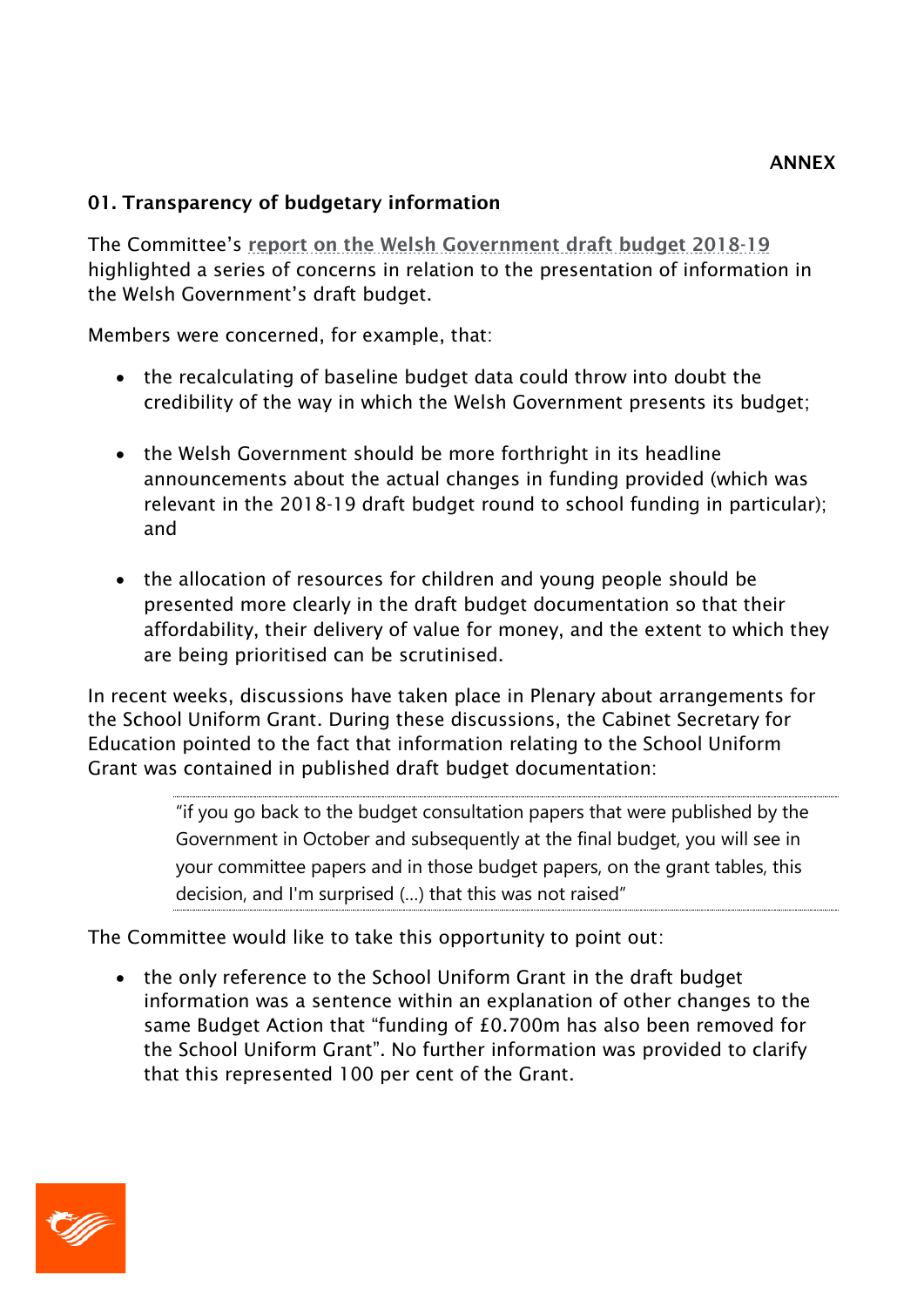**ANNEX**

## 01. Transparency of budgetary information

The Committee's report on the Welsh Government draft budget 2018-19 highlighted a series of concerns in relation to the presentation of information in the Welsh Government's draft budget.

Members were concerned, for example, that:

- the recalculating of baseline budget data could throw into doubt the credibility of the way in which the Welsh Government presents its budget;
- the Welsh Government should be more forthright in its headline announcements about the actual changes in funding provided (which was relevant in the 2018-19 draft budget round to school funding in particular); and
- the allocation of resources for children and young people should be presented more clearly in the draft budget documentation so that their affordability, their delivery of value for money, and the extent to which they are being prioritised can be scrutinised.

In recent weeks, discussions have taken place in Plenary about arrangements for the School Uniform Grant. During these discussions, the Cabinet Secretary for Education pointed to the fact that information relating to the School Uniform Grant was contained in published draft budget documentation:

> "if you go back to the budget consultation papers that were published by the Government in October and subsequently at the final budget, you will see in your committee papers and in those budget papers, on the grant tables, this decision, and I'm surprised (...) that this was not raised"

The Committee would like to take this opportunity to point out:

- the only reference to the School Uniform Grant in the draft budget information was a sentence within an explanation of other changes to the same Budget Action that "funding of £0.700m has also been removed for the School Uniform Grant". No further information was provided to clarify that this represented 100 per cent of the Grant.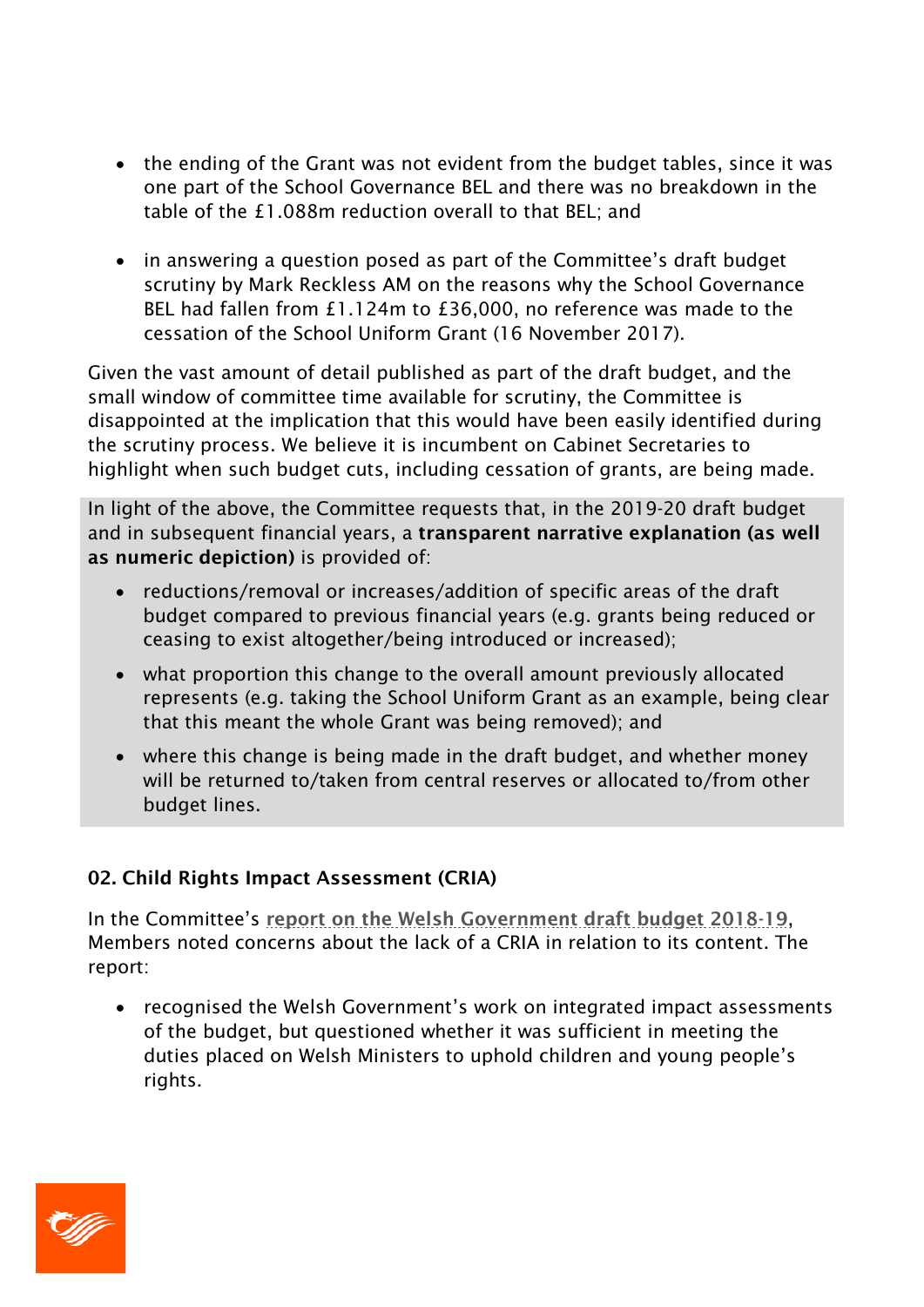- the ending of the Grant was not evident from the budget tables, since it was one part of the School Governance BEL and there was no breakdown in the table of the £1.088m reduction overall to that BEL; and

- in answering a question posed as part of the Committee's draft budget scrutiny by Mark Reckless AM on the reasons why the School Governance BEL had fallen from £1.124m to £36,000, no reference was made to the cessation of the School Uniform Grant (16 November 2017).

Given the vast amount of detail published as part of the draft budget, and the small window of committee time available for scrutiny, the Committee is disappointed at the implication that this would have been easily identified during the scrutiny process. We believe it is incumbent on Cabinet Secretaries to highlight when such budget cuts, including cessation of grants, are being made.

In light of the above, the Committee requests that, in the 2019-20 draft budget and in subsequent financial years, a **transparent narrative explanation (as well as numeric depiction)** is provided of:

- reductions/removal or increases/addition of specific areas of the draft budget compared to previous financial years (e.g. grants being reduced or ceasing to exist altogether/being introduced or increased);
- what proportion this change to the overall amount previously allocated represents (e.g. taking the School Uniform Grant as an example, being clear that this meant the whole Grant was being removed); and
- where this change is being made in the draft budget, and whether money will be returned to/taken from central reserves or allocated to/from other budget lines.

### 02. Child Rights Impact Assessment (CRIA)

In the Committee's report on the Welsh Government draft budget 2018-19, Members noted concerns about the lack of a CRIA in relation to its content. The report:

- recognised the Welsh Government's work on integrated impact assessments of the budget, but questioned whether it was sufficient in meeting the duties placed on Welsh Ministers to uphold children and young people's rights.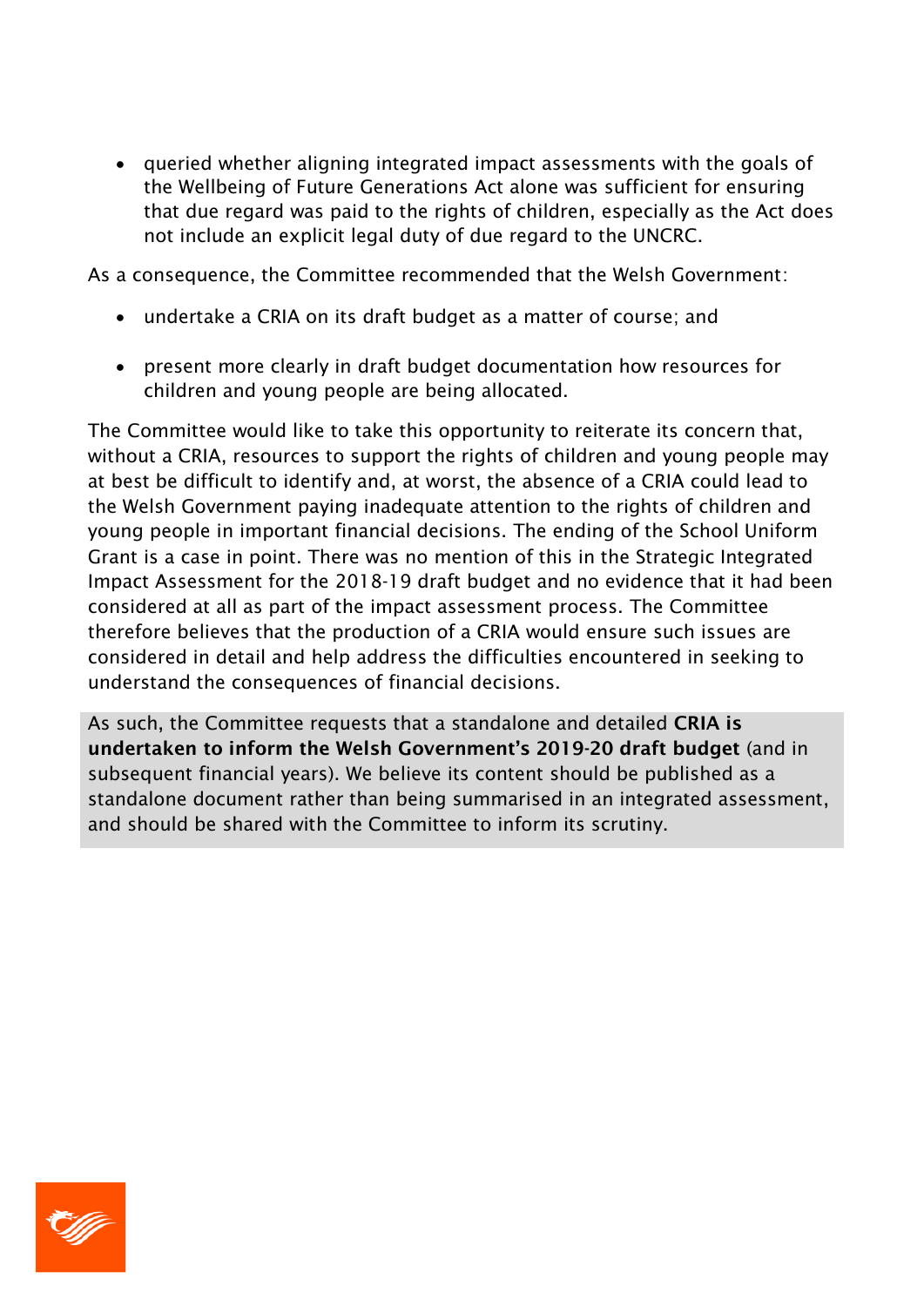- queried whether aligning integrated impact assessments with the goals of the Wellbeing of Future Generations Act alone was sufficient for ensuring that due regard was paid to the rights of children, especially as the Act does not include an explicit legal duty of due regard to the UNCRC.

As a consequence, the Committee recommended that the Welsh Government:

- undertake a CRIA on its draft budget as a matter of course; and
- present more clearly in draft budget documentation how resources for children and young people are being allocated.

The Committee would like to take this opportunity to reiterate its concern that, without a CRIA, resources to support the rights of children and young people may at best be difficult to identify and, at worst, the absence of a CRIA could lead to the Welsh Government paying inadequate attention to the rights of children and young people in important financial decisions. The ending of the School Uniform Grant is a case in point. There was no mention of this in the Strategic Integrated Impact Assessment for the 2018-19 draft budget and no evidence that it had been considered at all as part of the impact assessment process. The Committee therefore believes that the production of a CRIA would ensure such issues are considered in detail and help address the difficulties encountered in seeking to understand the consequences of financial decisions.

As such, the Committee requests that a standalone and detailed **CRIA is undertaken to inform the Welsh Government's 2019-20 draft budget** (and in subsequent financial years). We believe its content should be published as a standalone document rather than being summarised in an integrated assessment, and should be shared with the Committee to inform its scrutiny.